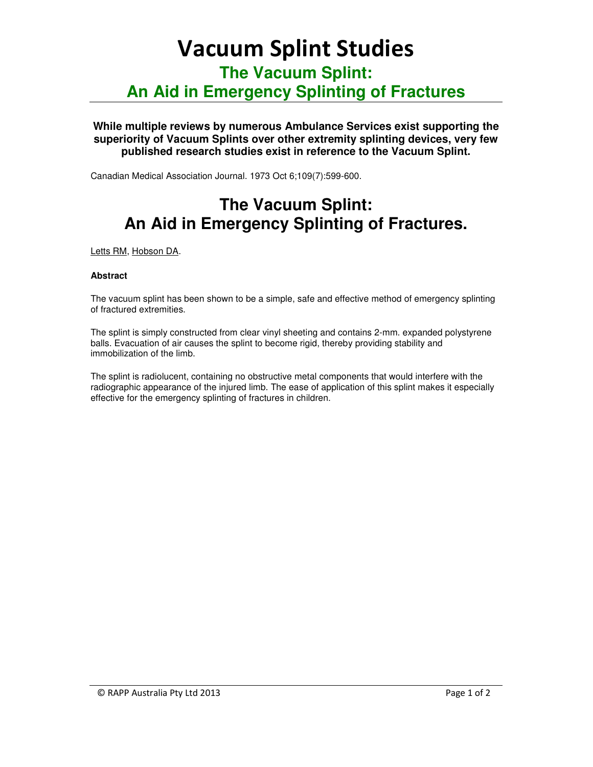# Vacuum Splint Studies

## The Vacuum Splint: An Aid in Emergency Splinting of Fractures

**While multiple reviews by numerous Ambulance Services exist supporting the superiority of Vacuum Splints over other extremity splinting devices, very few published research studies exist in reference to the Vacuum Splint.**

Canadian Medical Association Journal. 1973 Oct 6;109(7):599-600.

## The Vacuum Splint: An Aid in Emergency Splinting of Fractures.

Letts RM, Hobson DA.

**Abstract**

The vacuum splint has been shown to be a simple, safe and effective method of emergency splinting of fractured extremities.

The splint is simply constructed from clear vinyl sheeting and contains 2-mm. expanded polystyrene balls. Evacuation of air causes the splint to become rigid, thereby providing stability and immobilization of the limb.

The splint is radiolucent, containing no obstructive metal components that would interfere with the radiographic appearance of the injured limb. The ease of application of this splint makes it especially effective for the emergency splinting of fractures in children.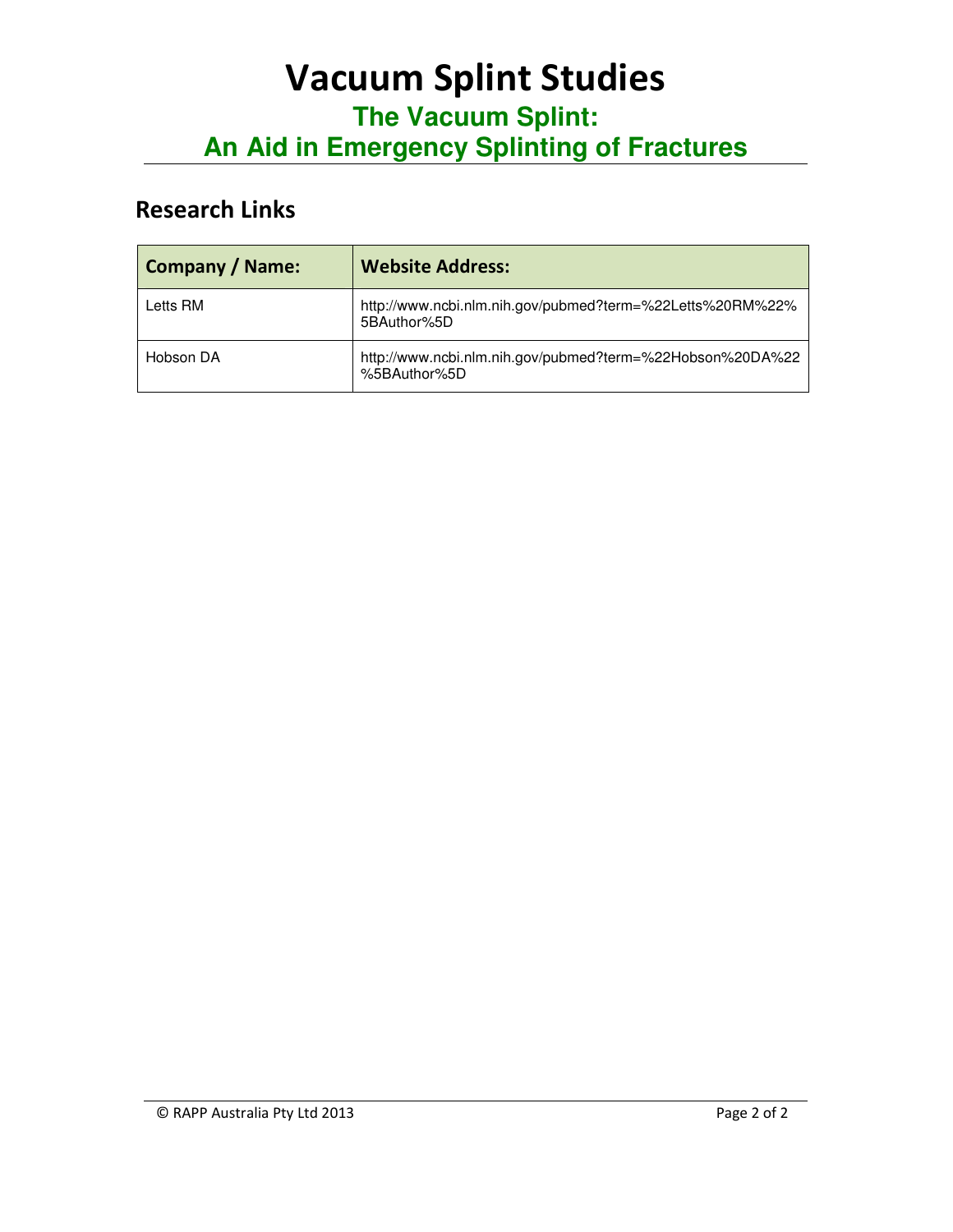# Vacuum Splint Studies

## The Vacuum Splint: An Aid in Emergency Splinting of Fractures

## Research Links

| Company / Name: | Website Address: |
|---|---|
| Letts RM | http://www.ncbi.nlm.nih.gov/pubmed?term=%22Letts%20RM%22%5BAuthor%5D |
| Hobson DA | http://www.ncbi.nlm.nih.gov/pubmed?term=%22Hobson%20DA%22%5BAuthor%5D |

© RAPP Australia Pty Ltd 2013